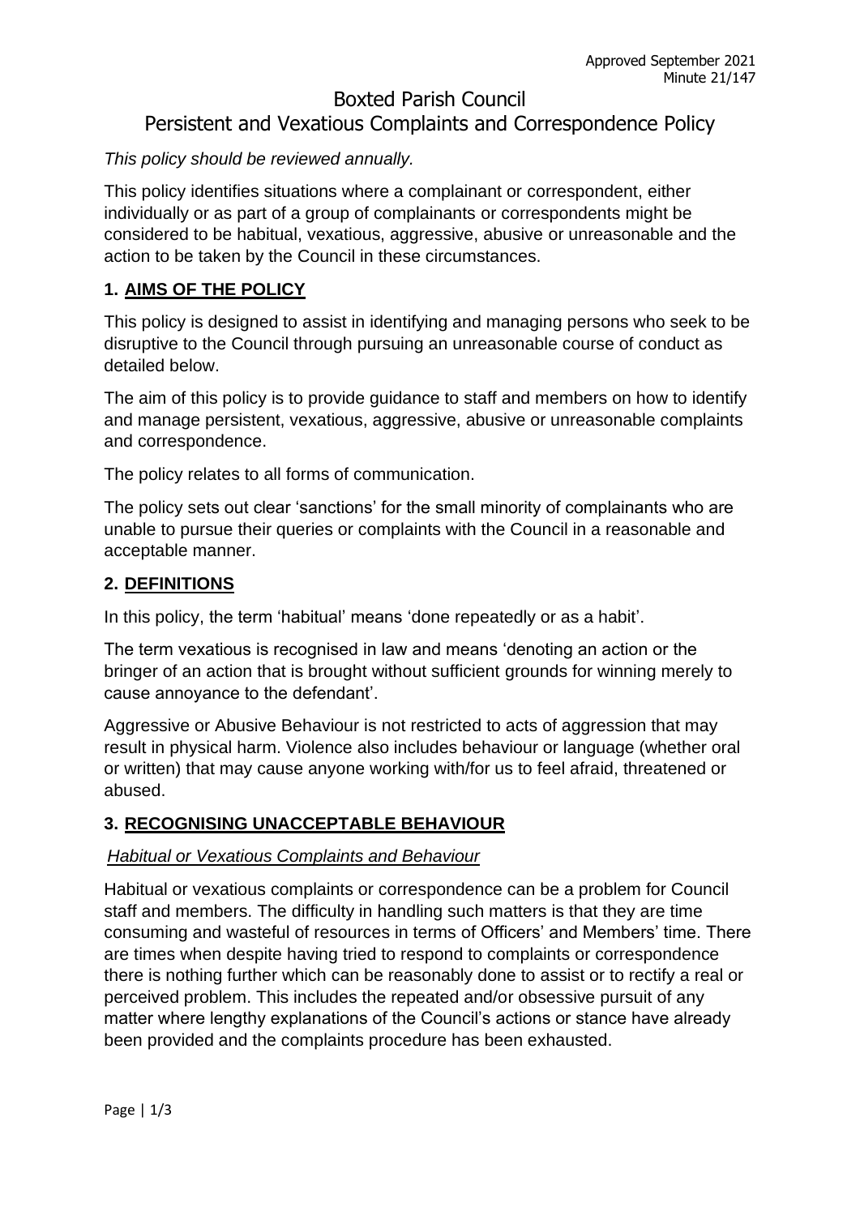Approved September 2021
Minute 21/147

# Boxted Parish Council
## Persistent and Vexatious Complaints and Correspondence Policy

*This policy should be reviewed annually.*

This policy identifies situations where a complainant or correspondent, either individually or as part of a group of complainants or correspondents might be considered to be habitual, vexatious, aggressive, abusive or unreasonable and the action to be taken by the Council in these circumstances.

### 1. AIMS OF THE POLICY

This policy is designed to assist in identifying and managing persons who seek to be disruptive to the Council through pursuing an unreasonable course of conduct as detailed below.

The aim of this policy is to provide guidance to staff and members on how to identify and manage persistent, vexatious, aggressive, abusive or unreasonable complaints and correspondence.

The policy relates to all forms of communication.

The policy sets out clear 'sanctions' for the small minority of complainants who are unable to pursue their queries or complaints with the Council in a reasonable and acceptable manner.

### 2. DEFINITIONS

In this policy, the term 'habitual' means 'done repeatedly or as a habit'.

The term vexatious is recognised in law and means 'denoting an action or the bringer of an action that is brought without sufficient grounds for winning merely to cause annoyance to the defendant'.

Aggressive or Abusive Behaviour is not restricted to acts of aggression that may result in physical harm. Violence also includes behaviour or language (whether oral or written) that may cause anyone working with/for us to feel afraid, threatened or abused.

### 3. RECOGNISING UNACCEPTABLE BEHAVIOUR

*Habitual or Vexatious Complaints and Behaviour*

Habitual or vexatious complaints or correspondence can be a problem for Council staff and members. The difficulty in handling such matters is that they are time consuming and wasteful of resources in terms of Officers' and Members' time. There are times when despite having tried to respond to complaints or correspondence there is nothing further which can be reasonably done to assist or to rectify a real or perceived problem. This includes the repeated and/or obsessive pursuit of any matter where lengthy explanations of the Council's actions or stance have already been provided and the complaints procedure has been exhausted.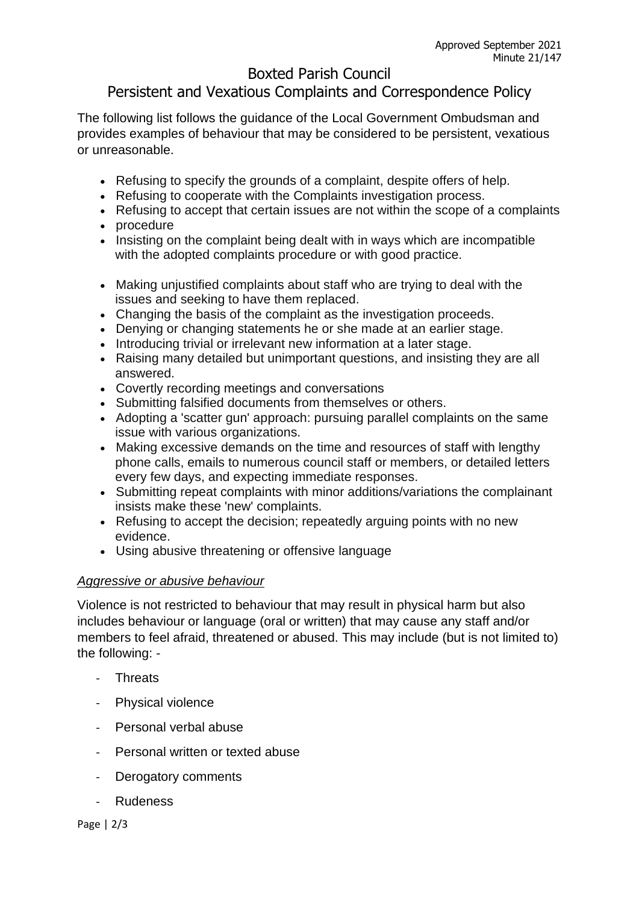Approved September 2021
Minute 21/147

# Boxted Parish Council

## Persistent and Vexatious Complaints and Correspondence Policy

The following list follows the guidance of the Local Government Ombudsman and provides examples of behaviour that may be considered to be persistent, vexatious or unreasonable.

- Refusing to specify the grounds of a complaint, despite offers of help.
- Refusing to cooperate with the Complaints investigation process.
- Refusing to accept that certain issues are not within the scope of a complaints
- procedure
- Insisting on the complaint being dealt with in ways which are incompatible with the adopted complaints procedure or with good practice.
- Making unjustified complaints about staff who are trying to deal with the issues and seeking to have them replaced.
- Changing the basis of the complaint as the investigation proceeds.
- Denying or changing statements he or she made at an earlier stage.
- Introducing trivial or irrelevant new information at a later stage.
- Raising many detailed but unimportant questions, and insisting they are all answered.
- Covertly recording meetings and conversations
- Submitting falsified documents from themselves or others.
- Adopting a 'scatter gun' approach: pursuing parallel complaints on the same issue with various organizations.
- Making excessive demands on the time and resources of staff with lengthy phone calls, emails to numerous council staff or members, or detailed letters every few days, and expecting immediate responses.
- Submitting repeat complaints with minor additions/variations the complainant insists make these 'new' complaints.
- Refusing to accept the decision; repeatedly arguing points with no new evidence.
- Using abusive threatening or offensive language

*<u>Aggressive or abusive behaviour</u>*

Violence is not restricted to behaviour that may result in physical harm but also includes behaviour or language (oral or written) that may cause any staff and/or members to feel afraid, threatened or abused. This may include (but is not limited to) the following: -

- Threats
- Physical violence
- Personal verbal abuse
- Personal written or texted abuse
- Derogatory comments
- Rudeness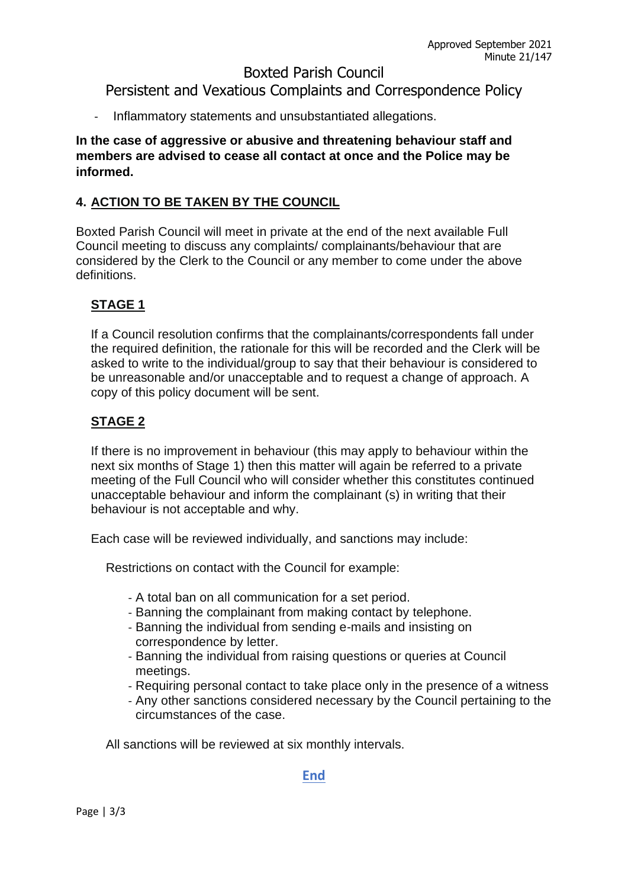- Inflammatory statements and unsubstantiated allegations.

**In the case of aggressive or abusive and threatening behaviour staff and members are advised to cease all contact at once and the Police may be informed.**

## 4. ACTION TO BE TAKEN BY THE COUNCIL

Boxted Parish Council will meet in private at the end of the next available Full Council meeting to discuss any complaints/ complainants/behaviour that are considered by the Clerk to the Council or any member to come under the above definitions.

### STAGE 1

If a Council resolution confirms that the complainants/correspondents fall under the required definition, the rationale for this will be recorded and the Clerk will be asked to write to the individual/group to say that their behaviour is considered to be unreasonable and/or unacceptable and to request a change of approach. A copy of this policy document will be sent.

### STAGE 2

If there is no improvement in behaviour (this may apply to behaviour within the next six months of Stage 1) then this matter will again be referred to a private meeting of the Full Council who will consider whether this constitutes continued unacceptable behaviour and inform the complainant (s) in writing that their behaviour is not acceptable and why.

Each case will be reviewed individually, and sanctions may include:

Restrictions on contact with the Council for example:

- A total ban on all communication for a set period.
- Banning the complainant from making contact by telephone.
- Banning the individual from sending e-mails and insisting on correspondence by letter.
- Banning the individual from raising questions or queries at Council meetings.
- Requiring personal contact to take place only in the presence of a witness
- Any other sanctions considered necessary by the Council pertaining to the circumstances of the case.

All sanctions will be reviewed at six monthly intervals.

**End**